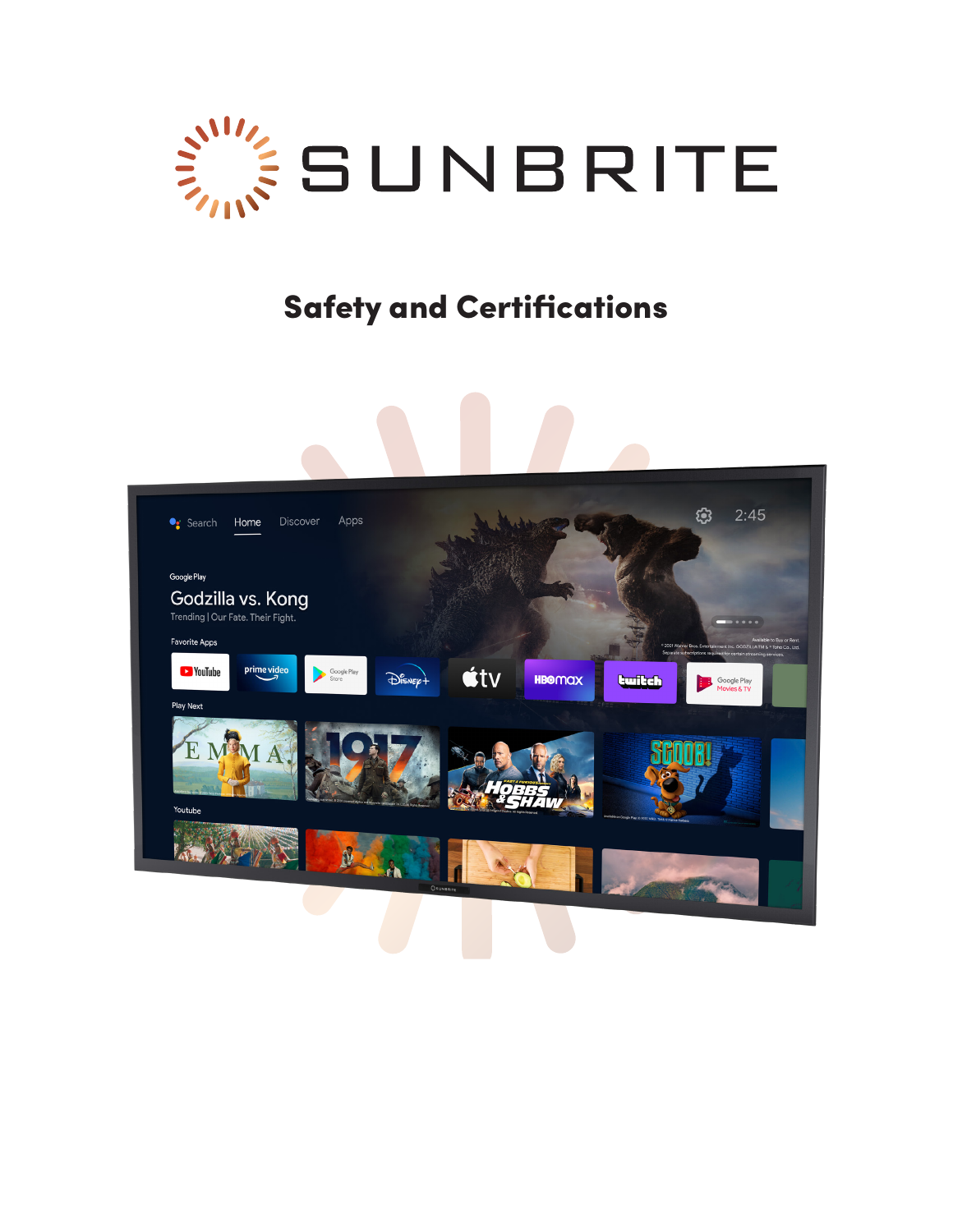# SUNBRITE

## Safety and Certifications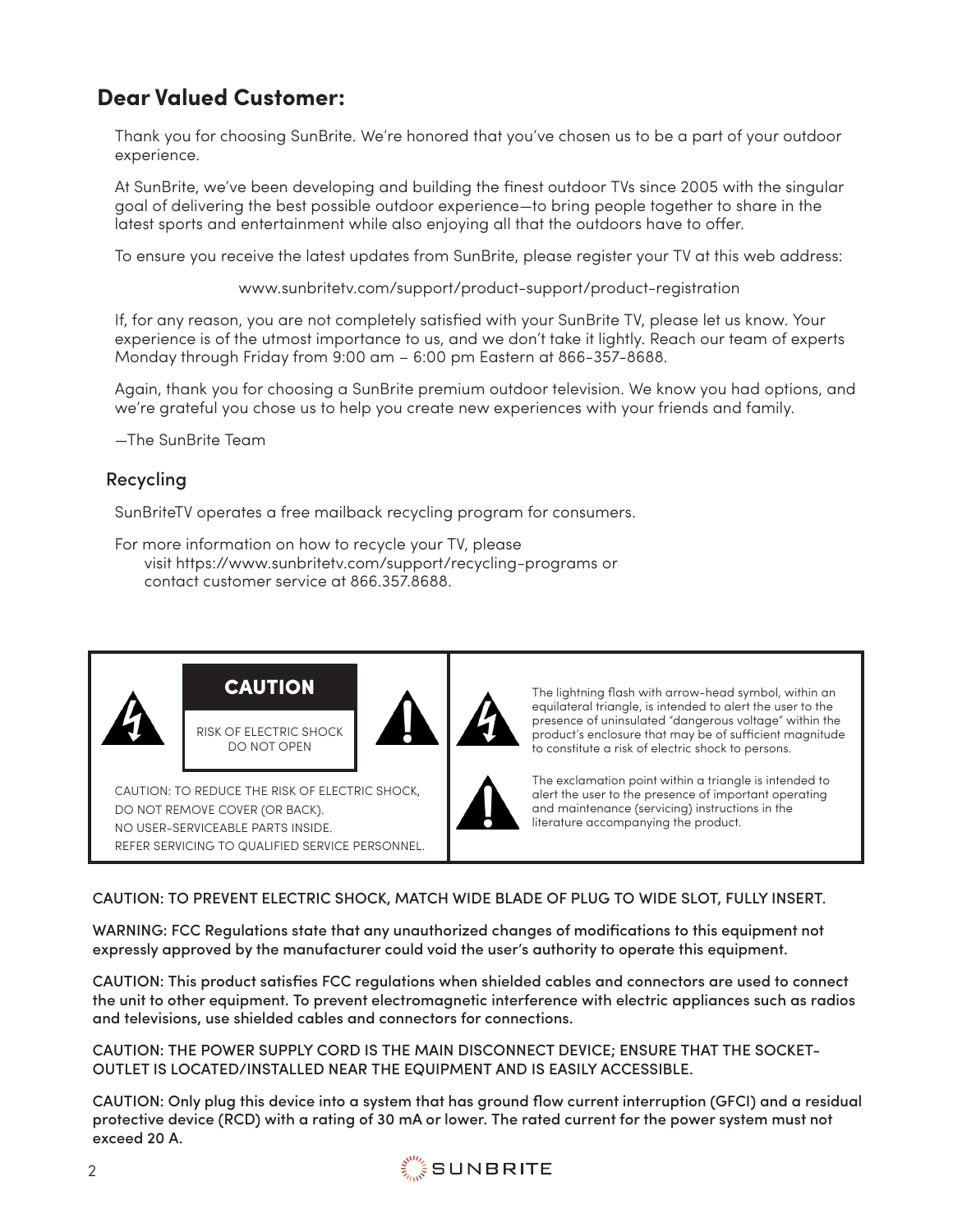## Dear Valued Customer:

Thank you for choosing SunBrite. We're honored that you've chosen us to be a part of your outdoor experience.

At SunBrite, we've been developing and building the finest outdoor TVs since 2005 with the singular goal of delivering the best possible outdoor experience—to bring people together to share in the latest sports and entertainment while also enjoying all that the outdoors have to offer.

To ensure you receive the latest updates from SunBrite, please register your TV at this web address:

www.sunbritetv.com/support/product-support/product-registration

If, for any reason, you are not completely satisfied with your SunBrite TV, please let us know. Your experience is of the utmost importance to us, and we don't take it lightly. Reach our team of experts Monday through Friday from 9:00 am – 6:00 pm Eastern at 866-357-8688.

Again, thank you for choosing a SunBrite premium outdoor television. We know you had options, and we're grateful you chose us to help you create new experiences with your friends and family.

—The SunBrite Team

### Recycling

SunBriteTV operates a free mailback recycling program for consumers.

For more information on how to recycle your TV, please visit https://www.sunbritetv.com/support/recycling-programs or contact customer service at 866.357.8688.

**CAUTION**

RISK OF ELECTRIC SHOCK DO NOT OPEN

CAUTION: TO REDUCE THE RISK OF ELECTRIC SHOCK, DO NOT REMOVE COVER (OR BACK). NO USER-SERVICEABLE PARTS INSIDE. REFER SERVICING TO QUALIFIED SERVICE PERSONNEL.

The lightning flash with arrow-head symbol, within an equilateral triangle, is intended to alert the user to the presence of uninsulated "dangerous voltage" within the product's enclosure that may be of sufficient magnitude to constitute a risk of electric shock to persons.

The exclamation point within a triangle is intended to alert the user to the presence of important operating and maintenance (servicing) instructions in the literature accompanying the product.

CAUTION: TO PREVENT ELECTRIC SHOCK, MATCH WIDE BLADE OF PLUG TO WIDE SLOT, FULLY INSERT.

WARNING: FCC Regulations state that any unauthorized changes of modifications to this equipment not expressly approved by the manufacturer could void the user's authority to operate this equipment.

CAUTION: This product satisfies FCC regulations when shielded cables and connectors are used to connect the unit to other equipment. To prevent electromagnetic interference with electric appliances such as radios and televisions, use shielded cables and connectors for connections.

CAUTION: THE POWER SUPPLY CORD IS THE MAIN DISCONNECT DEVICE; ENSURE THAT THE SOCKET-OUTLET IS LOCATED/INSTALLED NEAR THE EQUIPMENT AND IS EASILY ACCESSIBLE.

CAUTION: Only plug this device into a system that has ground flow current interruption (GFCI) and a residual protective device (RCD) with a rating of 30 mA or lower. The rated current for the power system must not exceed 20 A.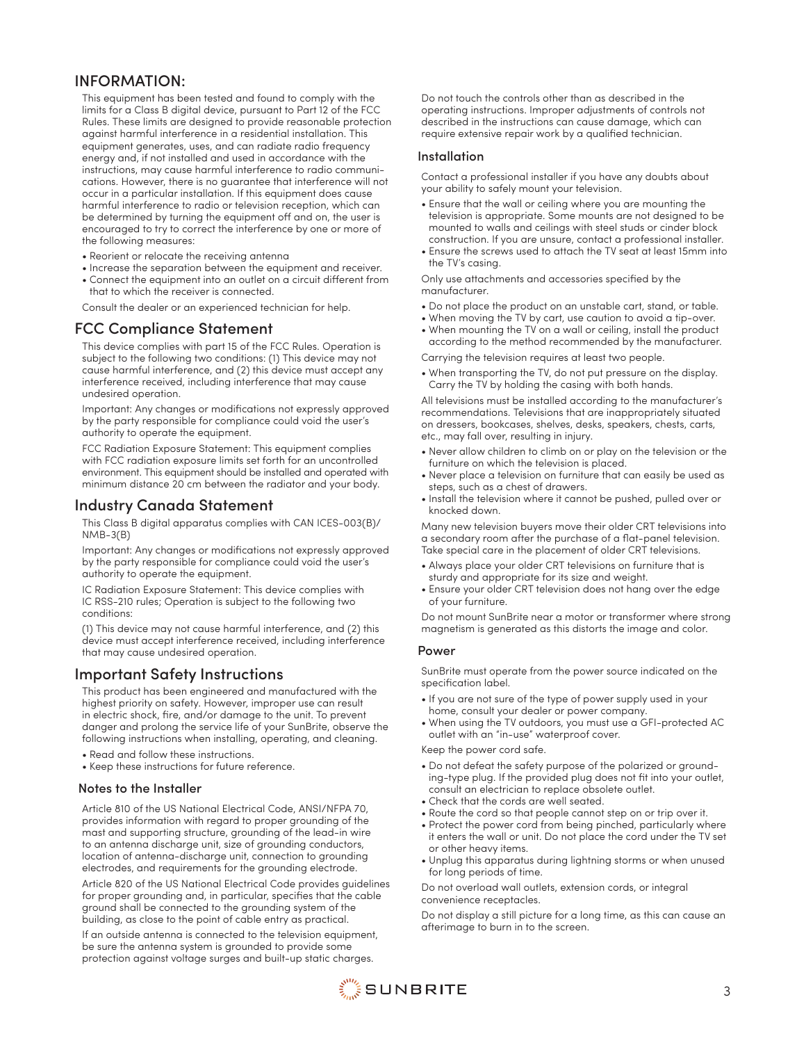## INFORMATION:

This equipment has been tested and found to comply with the limits for a Class B digital device, pursuant to Part 12 of the FCC Rules. These limits are designed to provide reasonable protection against harmful interference in a residential installation. This equipment generates, uses, and can radiate radio frequency energy and, if not installed and used in accordance with the instructions, may cause harmful interference to radio communications. However, there is no guarantee that interference will not occur in a particular installation. If this equipment does cause harmful interference to radio or television reception, which can be determined by turning the equipment off and on, the user is encouraged to try to correct the interference by one or more of the following measures:

- Reorient or relocate the receiving antenna
- Increase the separation between the equipment and receiver.
- Connect the equipment into an outlet on a circuit different from that to which the receiver is connected.

Consult the dealer or an experienced technician for help.

## FCC Compliance Statement

This device complies with part 15 of the FCC Rules. Operation is subject to the following two conditions: (1) This device may not cause harmful interference, and (2) this device must accept any interference received, including interference that may cause undesired operation.

Important: Any changes or modifications not expressly approved by the party responsible for compliance could void the user's authority to operate the equipment.

FCC Radiation Exposure Statement: This equipment complies with FCC radiation exposure limits set forth for an uncontrolled environment. This equipment should be installed and operated with minimum distance 20 cm between the radiator and your body.

## Industry Canada Statement

This Class B digital apparatus complies with CAN ICES-003(B)/ NMB-3(B)

Important: Any changes or modifications not expressly approved by the party responsible for compliance could void the user's authority to operate the equipment.

IC Radiation Exposure Statement: This device complies with IC RSS-210 rules; Operation is subject to the following two conditions:

(1) This device may not cause harmful interference, and (2) this device must accept interference received, including interference that may cause undesired operation.

## Important Safety Instructions

This product has been engineered and manufactured with the highest priority on safety. However, improper use can result in electric shock, fire, and/or damage to the unit. To prevent danger and prolong the service life of your SunBrite, observe the following instructions when installing, operating, and cleaning.

- Read and follow these instructions.
- Keep these instructions for future reference.

### Notes to the Installer

Article 810 of the US National Electrical Code, ANSI/NFPA 70, provides information with regard to proper grounding of the mast and supporting structure, grounding of the lead-in wire to an antenna discharge unit, size of grounding conductors, location of antenna-discharge unit, connection to grounding electrodes, and requirements for the grounding electrode.

Article 820 of the US National Electrical Code provides guidelines for proper grounding and, in particular, specifies that the cable ground shall be connected to the grounding system of the building, as close to the point of cable entry as practical.

If an outside antenna is connected to the television equipment, be sure the antenna system is grounded to provide some protection against voltage surges and built-up static charges.

Do not touch the controls other than as described in the operating instructions. Improper adjustments of controls not described in the instructions can cause damage, which can require extensive repair work by a qualified technician.

### Installation

Contact a professional installer if you have any doubts about your ability to safely mount your television.

- Ensure that the wall or ceiling where you are mounting the television is appropriate. Some mounts are not designed to be mounted to walls and ceilings with steel studs or cinder block construction. If you are unsure, contact a professional installer.
- Ensure the screws used to attach the TV seat at least 15mm into the TV's casing.

Only use attachments and accessories specified by the manufacturer.

- Do not place the product on an unstable cart, stand, or table.
- When moving the TV by cart, use caution to avoid a tip-over.
- When mounting the TV on a wall or ceiling, install the product according to the method recommended by the manufacturer.

Carrying the television requires at least two people.

- When transporting the TV, do not put pressure on the display. Carry the TV by holding the casing with both hands.

All televisions must be installed according to the manufacturer's recommendations. Televisions that are inappropriately situated on dressers, bookcases, shelves, desks, speakers, chests, carts, etc., may fall over, resulting in injury.

- Never allow children to climb on or play on the television or the furniture on which the television is placed.
- Never place a television on furniture that can easily be used as steps, such as a chest of drawers.
- Install the television where it cannot be pushed, pulled over or knocked down.

Many new television buyers move their older CRT televisions into a secondary room after the purchase of a flat-panel television. Take special care in the placement of older CRT televisions.

- Always place your older CRT televisions on furniture that is sturdy and appropriate for its size and weight.
- Ensure your older CRT television does not hang over the edge of your furniture.

Do not mount SunBrite near a motor or transformer where strong magnetism is generated as this distorts the image and color.

### Power

SunBrite must operate from the power source indicated on the specification label.

- If you are not sure of the type of power supply used in your home, consult your dealer or power company.
- When using the TV outdoors, you must use a GFI-protected AC outlet with an "in-use" waterproof cover.

Keep the power cord safe.

- Do not defeat the safety purpose of the polarized or grounding-type plug. If the provided plug does not fit into your outlet, consult an electrician to replace obsolete outlet.
- Check that the cords are well seated.
- Route the cord so that people cannot step on or trip over it.
- Protect the power cord from being pinched, particularly where it enters the wall or unit. Do not place the cord under the TV set or other heavy items.
- Unplug this apparatus during lightning storms or when unused for long periods of time.

Do not overload wall outlets, extension cords, or integral convenience receptacles.

Do not display a still picture for a long time, as this can cause an afterimage to burn in to the screen.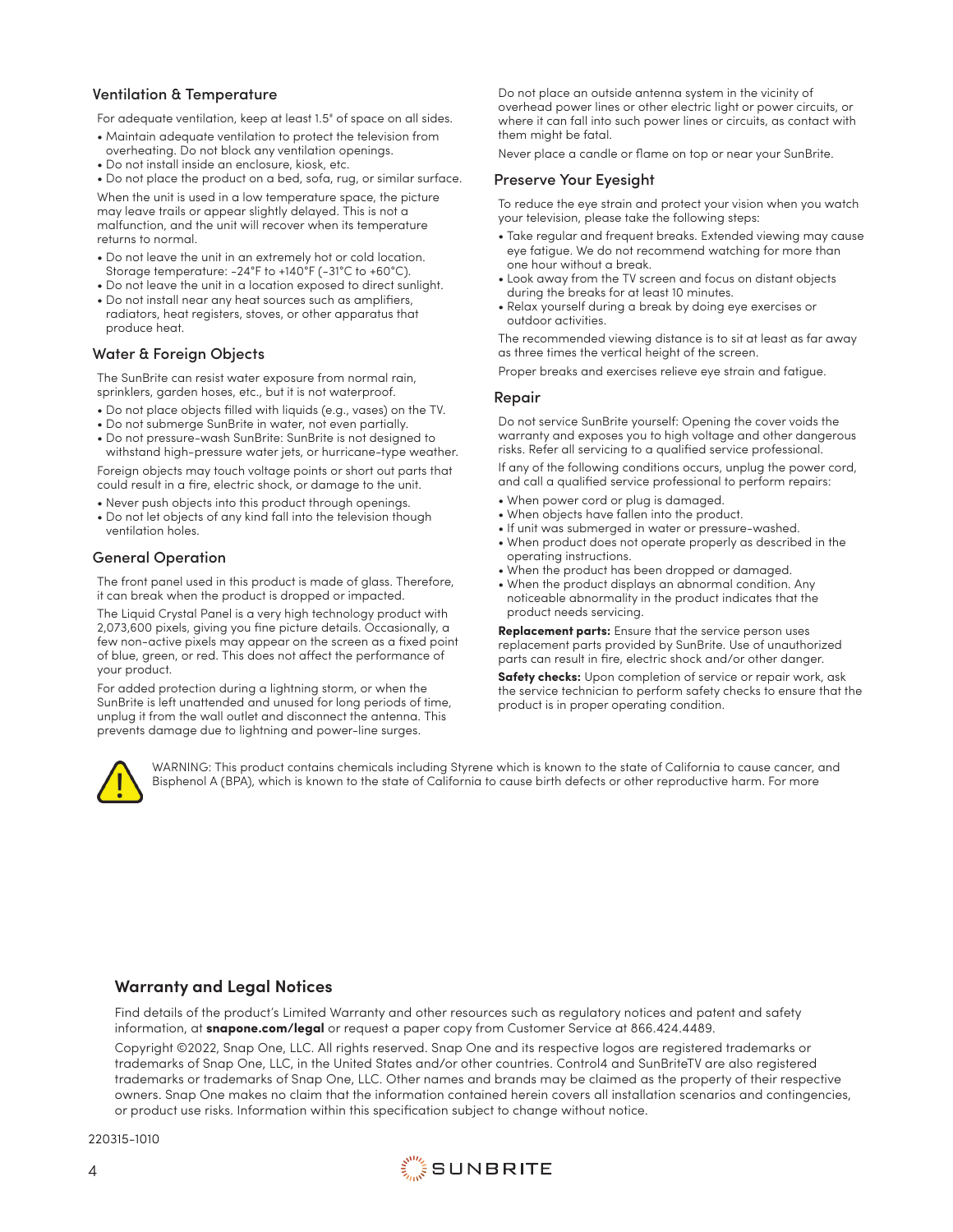## Ventilation & Temperature

For adequate ventilation, keep at least 1.5" of space on all sides.

- Maintain adequate ventilation to protect the television from overheating. Do not block any ventilation openings.
- Do not install inside an enclosure, kiosk, etc.
- Do not place the product on a bed, sofa, rug, or similar surface.

When the unit is used in a low temperature space, the picture may leave trails or appear slightly delayed. This is not a malfunction, and the unit will recover when its temperature returns to normal.

- Do not leave the unit in an extremely hot or cold location. Storage temperature: -24°F to +140°F (-31°C to +60°C).
- Do not leave the unit in a location exposed to direct sunlight.
- Do not install near any heat sources such as amplifiers, radiators, heat registers, stoves, or other apparatus that produce heat.

## Water & Foreign Objects

The SunBrite can resist water exposure from normal rain, sprinklers, garden hoses, etc., but it is not waterproof.

- Do not place objects filled with liquids (e.g., vases) on the TV.
- Do not submerge SunBrite in water, not even partially.
- Do not pressure-wash SunBrite: SunBrite is not designed to withstand high-pressure water jets, or hurricane-type weather.

Foreign objects may touch voltage points or short out parts that could result in a fire, electric shock, or damage to the unit.

- Never push objects into this product through openings.
- Do not let objects of any kind fall into the television though ventilation holes.

## General Operation

The front panel used in this product is made of glass. Therefore, it can break when the product is dropped or impacted.

The Liquid Crystal Panel is a very high technology product with 2,073,600 pixels, giving you fine picture details. Occasionally, a few non-active pixels may appear on the screen as a fixed point of blue, green, or red. This does not affect the performance of your product.

For added protection during a lightning storm, or when the SunBrite is left unattended and unused for long periods of time, unplug it from the wall outlet and disconnect the antenna. This prevents damage due to lightning and power-line surges.

Do not place an outside antenna system in the vicinity of overhead power lines or other electric light or power circuits, or where it can fall into such power lines or circuits, as contact with them might be fatal.

Never place a candle or flame on top or near your SunBrite.

## Preserve Your Eyesight

To reduce the eye strain and protect your vision when you watch your television, please take the following steps:

- Take regular and frequent breaks. Extended viewing may cause eye fatigue. We do not recommend watching for more than one hour without a break.
- Look away from the TV screen and focus on distant objects during the breaks for at least 10 minutes.
- Relax yourself during a break by doing eye exercises or outdoor activities.

The recommended viewing distance is to sit at least as far away as three times the vertical height of the screen.

Proper breaks and exercises relieve eye strain and fatigue.

## Repair

Do not service SunBrite yourself: Opening the cover voids the warranty and exposes you to high voltage and other dangerous risks. Refer all servicing to a qualified service professional.

If any of the following conditions occurs, unplug the power cord, and call a qualified service professional to perform repairs:

- When power cord or plug is damaged.
- When objects have fallen into the product.
- If unit was submerged in water or pressure-washed.
- When product does not operate properly as described in the operating instructions.
- When the product has been dropped or damaged.
- When the product displays an abnormal condition. Any noticeable abnormality in the product indicates that the product needs servicing.

**Replacement parts:** Ensure that the service person uses replacement parts provided by SunBrite. Use of unauthorized parts can result in fire, electric shock and/or other danger.

**Safety checks:** Upon completion of service or repair work, ask the service technician to perform safety checks to ensure that the product is in proper operating condition.

WARNING: This product contains chemicals including Styrene which is known to the state of California to cause cancer, and Bisphenol A (BPA), which is known to the state of California to cause birth defects or other reproductive harm. For more

## Warranty and Legal Notices

Find details of the product's Limited Warranty and other resources such as regulatory notices and patent and safety information, at **snapone.com/legal** or request a paper copy from Customer Service at 866.424.4489.

Copyright ©2022, Snap One, LLC. All rights reserved. Snap One and its respective logos are registered trademarks or trademarks of Snap One, LLC, in the United States and/or other countries. Control4 and SunBriteTV are also registered trademarks or trademarks of Snap One, LLC. Other names and brands may be claimed as the property of their respective owners. Snap One makes no claim that the information contained herein covers all installation scenarios and contingencies, or product use risks. Information within this specification subject to change without notice.

220315-1010

SUNBRITE